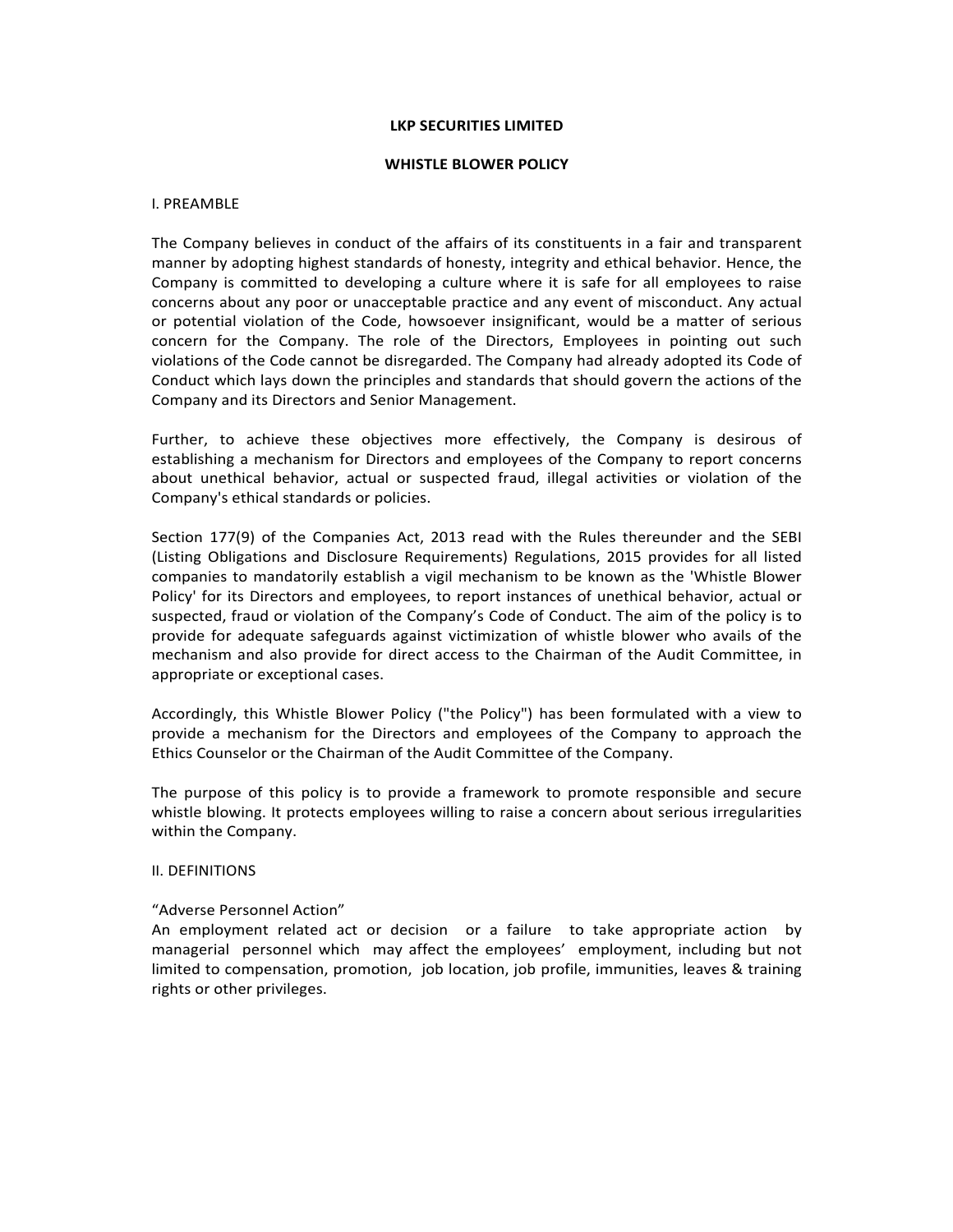# LKP SECURITIES LIMITED

## WHISTLE BLOWER POLICY

### I. PREAMBLE

The Company believes in conduct of the affairs of its constituents in a fair and transparent manner by adopting highest standards of honesty, integrity and ethical behavior. Hence, the Company is committed to developing a culture where it is safe for all employees to raise concerns about any poor or unacceptable practice and any event of misconduct. Any actual or potential violation of the Code, howsoever insignificant, would be a matter of serious concern for the Company. The role of the Directors, Employees in pointing out such violations of the Code cannot be disregarded. The Company had already adopted its Code of Conduct which lays down the principles and standards that should govern the actions of the Company and its Directors and Senior Management.

Further, to achieve these objectives more effectively, the Company is desirous of establishing a mechanism for Directors and employees of the Company to report concerns about unethical behavior, actual or suspected fraud, illegal activities or violation of the Company's ethical standards or policies.

Section 177(9) of the Companies Act, 2013 read with the Rules thereunder and the SEBI (Listing Obligations and Disclosure Requirements) Regulations, 2015 provides for all listed companies to mandatorily establish a vigil mechanism to be known as the 'Whistle Blower Policy' for its Directors and employees, to report instances of unethical behavior, actual or suspected, fraud or violation of the Company's Code of Conduct. The aim of the policy is to provide for adequate safeguards against victimization of whistle blower who avails of the mechanism and also provide for direct access to the Chairman of the Audit Committee, in appropriate or exceptional cases.

Accordingly, this Whistle Blower Policy ("the Policy") has been formulated with a view to provide a mechanism for the Directors and employees of the Company to approach the Ethics Counselor or the Chairman of the Audit Committee of the Company.

The purpose of this policy is to provide a framework to promote responsible and secure whistle blowing. It protects employees willing to raise a concern about serious irregularities within the Company.

### II. DEFINITIONS

"Adverse Personnel Action"
An employment related act or decision or a failure to take appropriate action by managerial personnel which may affect the employees' employment, including but not limited to compensation, promotion, job location, job profile, immunities, leaves & training rights or other privileges.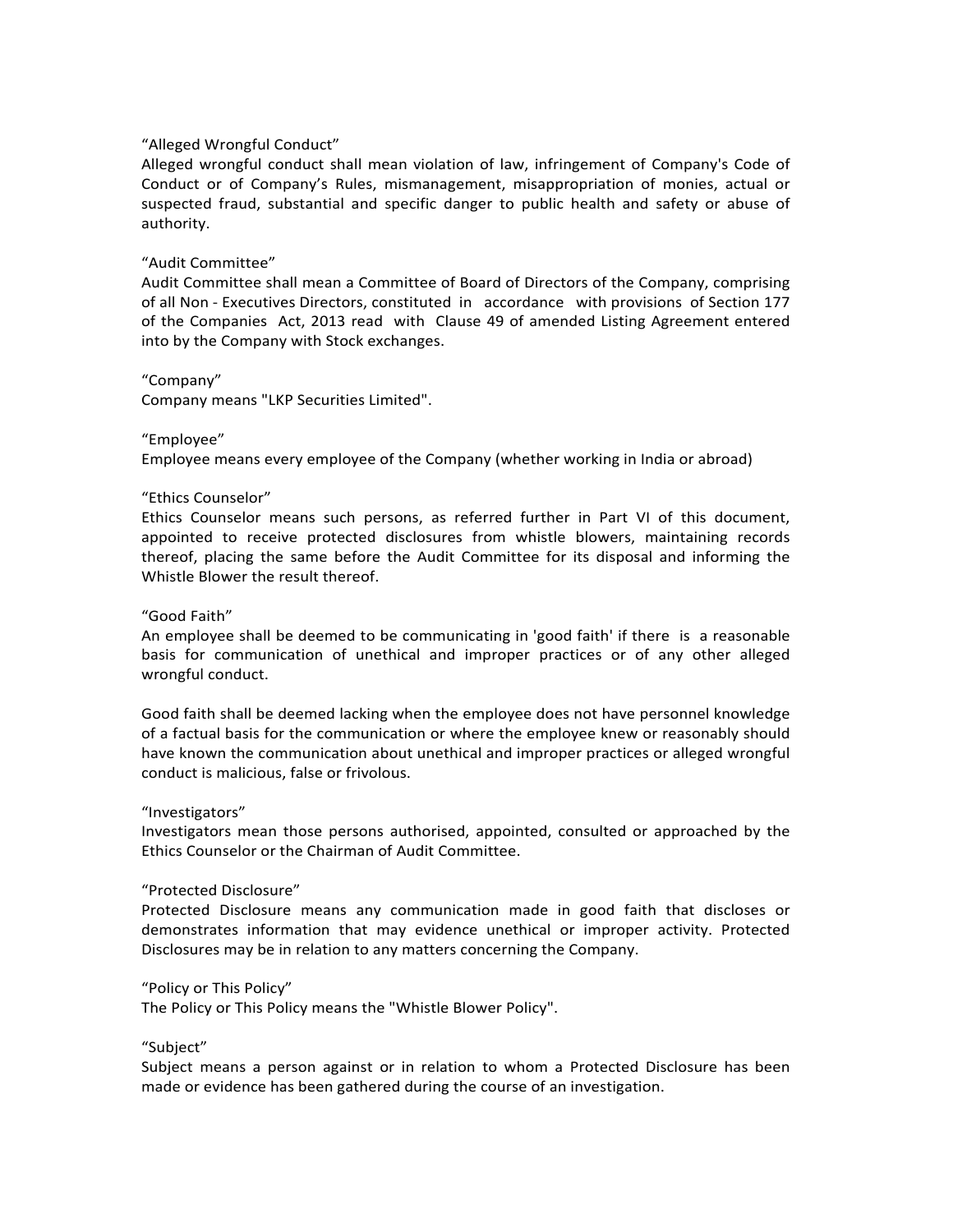"Alleged Wrongful Conduct"

Alleged wrongful conduct shall mean violation of law, infringement of Company's Code of Conduct or of Company's Rules, mismanagement, misappropriation of monies, actual or suspected fraud, substantial and specific danger to public health and safety or abuse of authority.

"Audit Committee"

Audit Committee shall mean a Committee of Board of Directors of the Company, comprising of all Non - Executives Directors, constituted in accordance with provisions of Section 177 of the Companies Act, 2013 read with Clause 49 of amended Listing Agreement entered into by the Company with Stock exchanges.

"Company"

Company means "LKP Securities Limited".

"Employee"

Employee means every employee of the Company (whether working in India or abroad)

"Ethics Counselor"

Ethics Counselor means such persons, as referred further in Part VI of this document, appointed to receive protected disclosures from whistle blowers, maintaining records thereof, placing the same before the Audit Committee for its disposal and informing the Whistle Blower the result thereof.

"Good Faith"

An employee shall be deemed to be communicating in 'good faith' if there is a reasonable basis for communication of unethical and improper practices or of any other alleged wrongful conduct.

Good faith shall be deemed lacking when the employee does not have personnel knowledge of a factual basis for the communication or where the employee knew or reasonably should have known the communication about unethical and improper practices or alleged wrongful conduct is malicious, false or frivolous.

"Investigators"

Investigators mean those persons authorised, appointed, consulted or approached by the Ethics Counselor or the Chairman of Audit Committee.

"Protected Disclosure"

Protected Disclosure means any communication made in good faith that discloses or demonstrates information that may evidence unethical or improper activity. Protected Disclosures may be in relation to any matters concerning the Company.

"Policy or This Policy"

The Policy or This Policy means the "Whistle Blower Policy".

"Subject"

Subject means a person against or in relation to whom a Protected Disclosure has been made or evidence has been gathered during the course of an investigation.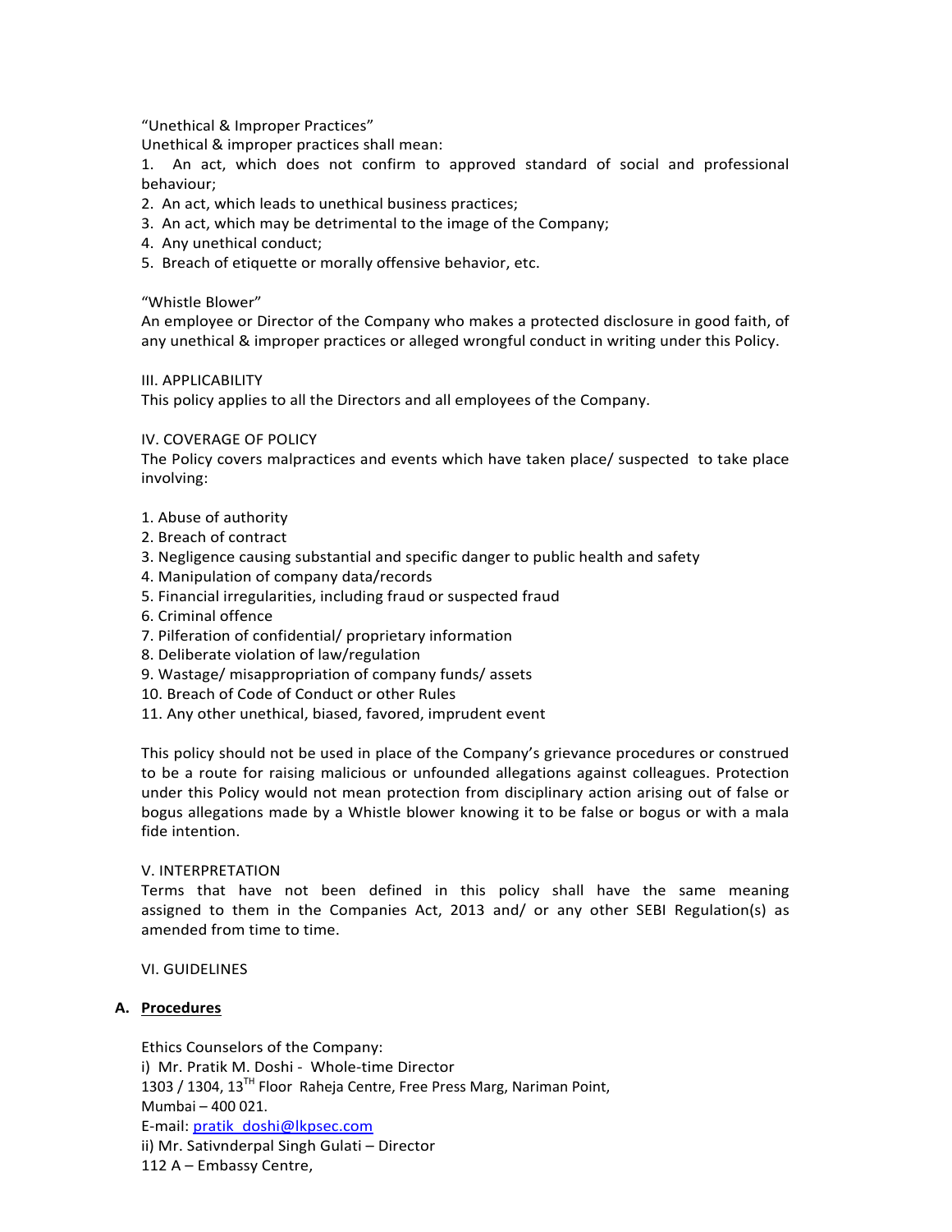"Unethical & Improper Practices"

Unethical & improper practices shall mean:

1. An act, which does not confirm to approved standard of social and professional behaviour;
2. An act, which leads to unethical business practices;
3. An act, which may be detrimental to the image of the Company;
4. Any unethical conduct;
5. Breach of etiquette or morally offensive behavior, etc.

"Whistle Blower"

An employee or Director of the Company who makes a protected disclosure in good faith, of any unethical & improper practices or alleged wrongful conduct in writing under this Policy.

III. APPLICABILITY

This policy applies to all the Directors and all employees of the Company.

IV. COVERAGE OF POLICY

The Policy covers malpractices and events which have taken place/ suspected to take place involving:

1. Abuse of authority
2. Breach of contract
3. Negligence causing substantial and specific danger to public health and safety
4. Manipulation of company data/records
5. Financial irregularities, including fraud or suspected fraud
6. Criminal offence
7. Pilferation of confidential/ proprietary information
8. Deliberate violation of law/regulation
9. Wastage/ misappropriation of company funds/ assets
10. Breach of Code of Conduct or other Rules
11. Any other unethical, biased, favored, imprudent event

This policy should not be used in place of the Company's grievance procedures or construed to be a route for raising malicious or unfounded allegations against colleagues. Protection under this Policy would not mean protection from disciplinary action arising out of false or bogus allegations made by a Whistle blower knowing it to be false or bogus or with a mala fide intention.

V. INTERPRETATION

Terms that have not been defined in this policy shall have the same meaning assigned to them in the Companies Act, 2013 and/ or any other SEBI Regulation(s) as amended from time to time.

VI. GUIDELINES

**A. Procedures**

Ethics Counselors of the Company:

i) Mr. Pratik M. Doshi - Whole-time Director
1303 / 1304, 13TH Floor Raheja Centre, Free Press Marg, Nariman Point,
Mumbai – 400 021.
E-mail: pratik_doshi@lkpsec.com

ii) Mr. Sativnderpal Singh Gulati – Director
112 A – Embassy Centre,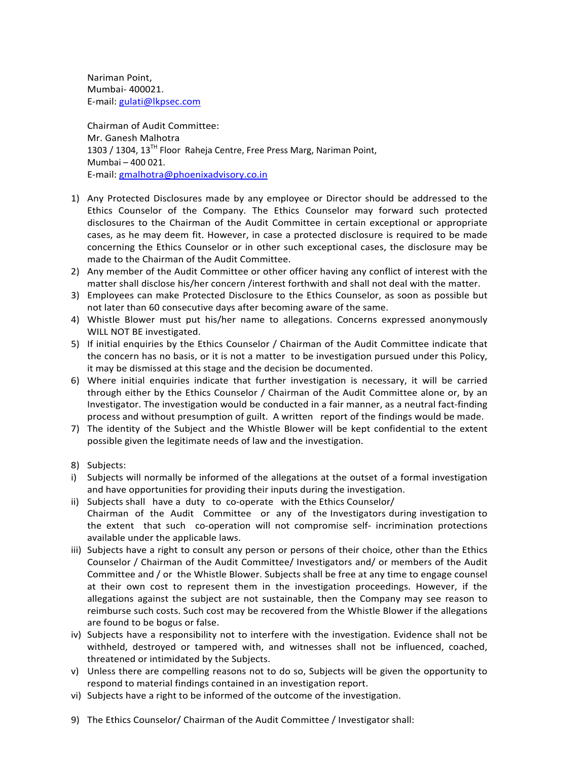Nariman Point,
Mumbai- 400021.
E-mail: gulati@lkpsec.com

Chairman of Audit Committee:
Mr. Ganesh Malhotra
1303 / 1304, 13[TH] Floor Raheja Centre, Free Press Marg, Nariman Point,
Mumbai – 400 021.
E-mail: gmalhotra@phoenixadvisory.co.in

1) Any Protected Disclosures made by any employee or Director should be addressed to the Ethics Counselor of the Company. The Ethics Counselor may forward such protected disclosures to the Chairman of the Audit Committee in certain exceptional or appropriate cases, as he may deem fit. However, in case a protected disclosure is required to be made concerning the Ethics Counselor or in other such exceptional cases, the disclosure may be made to the Chairman of the Audit Committee.
2) Any member of the Audit Committee or other officer having any conflict of interest with the matter shall disclose his/her concern /interest forthwith and shall not deal with the matter.
3) Employees can make Protected Disclosure to the Ethics Counselor, as soon as possible but not later than 60 consecutive days after becoming aware of the same.
4) Whistle Blower must put his/her name to allegations. Concerns expressed anonymously WILL NOT BE investigated.
5) If initial enquiries by the Ethics Counselor / Chairman of the Audit Committee indicate that the concern has no basis, or it is not a matter to be investigation pursued under this Policy, it may be dismissed at this stage and the decision be documented.
6) Where initial enquiries indicate that further investigation is necessary, it will be carried through either by the Ethics Counselor / Chairman of the Audit Committee alone or, by an Investigator. The investigation would be conducted in a fair manner, as a neutral fact-finding process and without presumption of guilt. A written report of the findings would be made.
7) The identity of the Subject and the Whistle Blower will be kept confidential to the extent possible given the legitimate needs of law and the investigation.

8) Subjects:

i) Subjects will normally be informed of the allegations at the outset of a formal investigation and have opportunities for providing their inputs during the investigation.
ii) Subjects shall have a duty to co-operate with the Ethics Counselor/ Chairman of the Audit Committee or any of the Investigators during investigation to the extent that such co-operation will not compromise self- incrimination protections available under the applicable laws.
iii) Subjects have a right to consult any person or persons of their choice, other than the Ethics Counselor / Chairman of the Audit Committee/ Investigators and/ or members of the Audit Committee and / or the Whistle Blower. Subjects shall be free at any time to engage counsel at their own cost to represent them in the investigation proceedings. However, if the allegations against the subject are not sustainable, then the Company may see reason to reimburse such costs. Such cost may be recovered from the Whistle Blower if the allegations are found to be bogus or false.
iv) Subjects have a responsibility not to interfere with the investigation. Evidence shall not be withheld, destroyed or tampered with, and witnesses shall not be influenced, coached, threatened or intimidated by the Subjects.
v) Unless there are compelling reasons not to do so, Subjects will be given the opportunity to respond to material findings contained in an investigation report.
vi) Subjects have a right to be informed of the outcome of the investigation.

9) The Ethics Counselor/ Chairman of the Audit Committee / Investigator shall: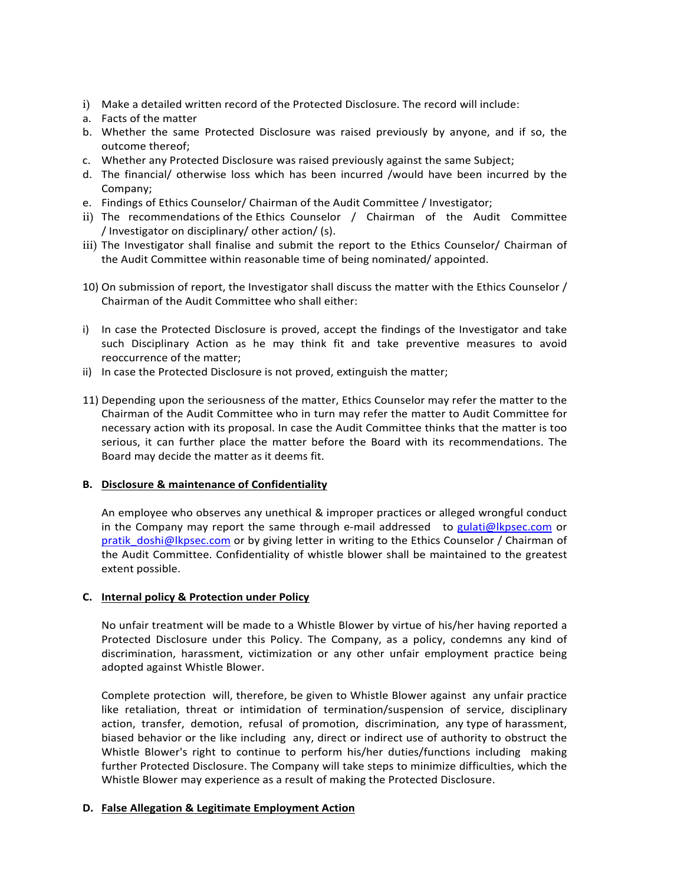i) Make a detailed written record of the Protected Disclosure. The record will include:

a. Facts of the matter
b. Whether the same Protected Disclosure was raised previously by anyone, and if so, the outcome thereof;
c. Whether any Protected Disclosure was raised previously against the same Subject;
d. The financial/ otherwise loss which has been incurred /would have been incurred by the Company;
e. Findings of Ethics Counselor/ Chairman of the Audit Committee / Investigator;

ii) The recommendations of the Ethics Counselor / Chairman of the Audit Committee / Investigator on disciplinary/ other action/ (s).

iii) The Investigator shall finalise and submit the report to the Ethics Counselor/ Chairman of the Audit Committee within reasonable time of being nominated/ appointed.

10) On submission of report, the Investigator shall discuss the matter with the Ethics Counselor / Chairman of the Audit Committee who shall either:

i) In case the Protected Disclosure is proved, accept the findings of the Investigator and take such Disciplinary Action as he may think fit and take preventive measures to avoid reoccurrence of the matter;
ii) In case the Protected Disclosure is not proved, extinguish the matter;

11) Depending upon the seriousness of the matter, Ethics Counselor may refer the matter to the Chairman of the Audit Committee who in turn may refer the matter to Audit Committee for necessary action with its proposal. In case the Audit Committee thinks that the matter is too serious, it can further place the matter before the Board with its recommendations. The Board may decide the matter as it deems fit.

**B. Disclosure & maintenance of Confidentiality**

An employee who observes any unethical & improper practices or alleged wrongful conduct in the Company may report the same through e-mail addressed to gulati@lkpsec.com or pratik_doshi@lkpsec.com or by giving letter in writing to the Ethics Counselor / Chairman of the Audit Committee. Confidentiality of whistle blower shall be maintained to the greatest extent possible.

**C. Internal policy & Protection under Policy**

No unfair treatment will be made to a Whistle Blower by virtue of his/her having reported a Protected Disclosure under this Policy. The Company, as a policy, condemns any kind of discrimination, harassment, victimization or any other unfair employment practice being adopted against Whistle Blower.

Complete protection will, therefore, be given to Whistle Blower against any unfair practice like retaliation, threat or intimidation of termination/suspension of service, disciplinary action, transfer, demotion, refusal of promotion, discrimination, any type of harassment, biased behavior or the like including any, direct or indirect use of authority to obstruct the Whistle Blower's right to continue to perform his/her duties/functions including making further Protected Disclosure. The Company will take steps to minimize difficulties, which the Whistle Blower may experience as a result of making the Protected Disclosure.

**D. False Allegation & Legitimate Employment Action**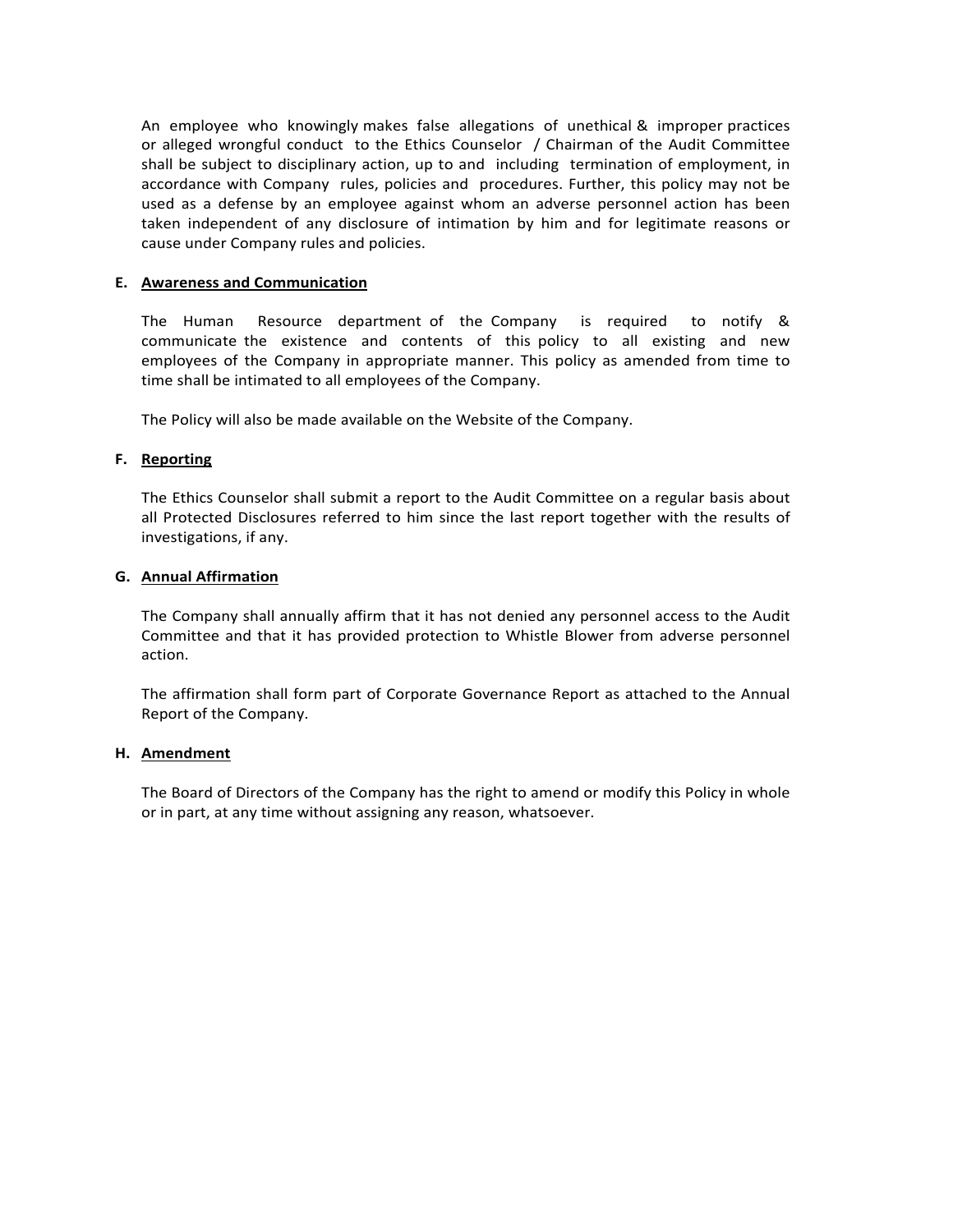An employee who knowingly makes false allegations of unethical & improper practices or alleged wrongful conduct to the Ethics Counselor / Chairman of the Audit Committee shall be subject to disciplinary action, up to and including termination of employment, in accordance with Company rules, policies and procedures. Further, this policy may not be used as a defense by an employee against whom an adverse personnel action has been taken independent of any disclosure of intimation by him and for legitimate reasons or cause under Company rules and policies.

**E. <u>Awareness and Communication</u>**

The Human Resource department of the Company is required to notify & communicate the existence and contents of this policy to all existing and new employees of the Company in appropriate manner. This policy as amended from time to time shall be intimated to all employees of the Company.

The Policy will also be made available on the Website of the Company.

**F. <u>Reporting</u>**

The Ethics Counselor shall submit a report to the Audit Committee on a regular basis about all Protected Disclosures referred to him since the last report together with the results of investigations, if any.

**G. <u>Annual Affirmation</u>**

The Company shall annually affirm that it has not denied any personnel access to the Audit Committee and that it has provided protection to Whistle Blower from adverse personnel action.

The affirmation shall form part of Corporate Governance Report as attached to the Annual Report of the Company.

**H. <u>Amendment</u>**

The Board of Directors of the Company has the right to amend or modify this Policy in whole or in part, at any time without assigning any reason, whatsoever.